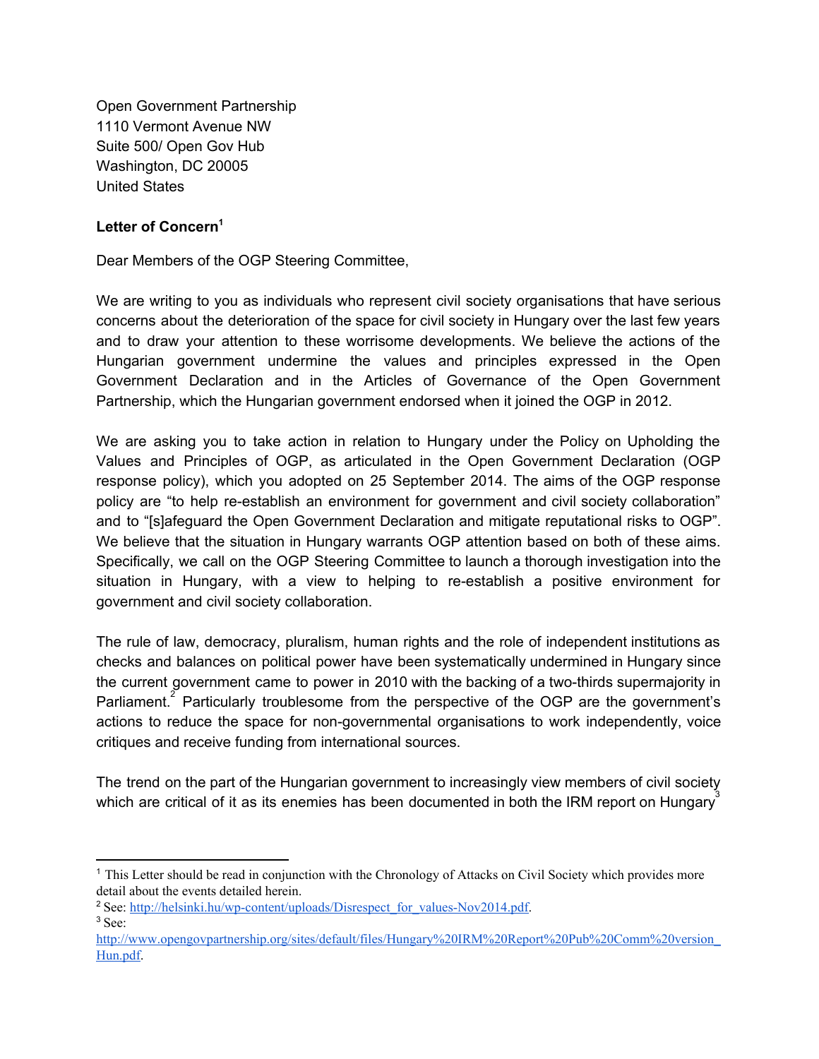Open Government Partnership
1110 Vermont Avenue NW
Suite 500/ Open Gov Hub
Washington, DC 20005
United States

**Letter of Concern**[1]

Dear Members of the OGP Steering Committee,

We are writing to you as individuals who represent civil society organisations that have serious concerns about the deterioration of the space for civil society in Hungary over the last few years and to draw your attention to these worrisome developments. We believe the actions of the Hungarian government undermine the values and principles expressed in the Open Government Declaration and in the Articles of Governance of the Open Government Partnership, which the Hungarian government endorsed when it joined the OGP in 2012.

We are asking you to take action in relation to Hungary under the Policy on Upholding the Values and Principles of OGP, as articulated in the Open Government Declaration (OGP response policy), which you adopted on 25 September 2014. The aims of the OGP response policy are "to help re-establish an environment for government and civil society collaboration" and to "[s]afeguard the Open Government Declaration and mitigate reputational risks to OGP". We believe that the situation in Hungary warrants OGP attention based on both of these aims. Specifically, we call on the OGP Steering Committee to launch a thorough investigation into the situation in Hungary, with a view to helping to re-establish a positive environment for government and civil society collaboration.

The rule of law, democracy, pluralism, human rights and the role of independent institutions as checks and balances on political power have been systematically undermined in Hungary since the current government came to power in 2010 with the backing of a two-thirds supermajority in Parliament.[2] Particularly troublesome from the perspective of the OGP are the government's actions to reduce the space for non-governmental organisations to work independently, voice critiques and receive funding from international sources.

The trend on the part of the Hungarian government to increasingly view members of civil society which are critical of it as its enemies has been documented in both the IRM report on Hungary[3]

---

[1] This Letter should be read in conjunction with the Chronology of Attacks on Civil Society which provides more detail about the events detailed herein.

[2] See: http://helsinki.hu/wp-content/uploads/Disrespect_for_values-Nov2014.pdf.

[3] See: http://www.opengovpartnership.org/sites/default/files/Hungary%20IRM%20Report%20Pub%20Comm%20version_Hun.pdf.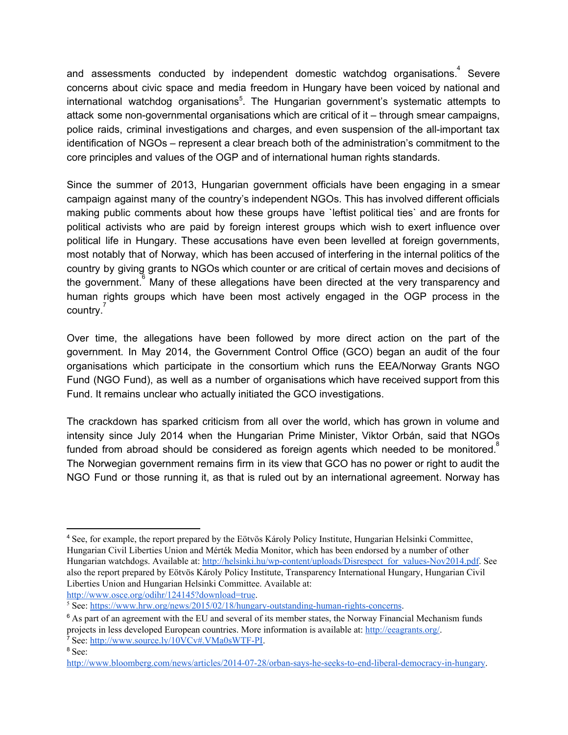and assessments conducted by independent domestic watchdog organisations.[4] Severe concerns about civic space and media freedom in Hungary have been voiced by national and international watchdog organisations[5]. The Hungarian government's systematic attempts to attack some non-governmental organisations which are critical of it – through smear campaigns, police raids, criminal investigations and charges, and even suspension of the all-important tax identification of NGOs – represent a clear breach both of the administration's commitment to the core principles and values of the OGP and of international human rights standards.

Since the summer of 2013, Hungarian government officials have been engaging in a smear campaign against many of the country's independent NGOs. This has involved different officials making public comments about how these groups have `leftist political ties` and are fronts for political activists who are paid by foreign interest groups which wish to exert influence over political life in Hungary. These accusations have even been levelled at foreign governments, most notably that of Norway, which has been accused of interfering in the internal politics of the country by giving grants to NGOs which counter or are critical of certain moves and decisions of the government.[6] Many of these allegations have been directed at the very transparency and human rights groups which have been most actively engaged in the OGP process in the country.[7]

Over time, the allegations have been followed by more direct action on the part of the government. In May 2014, the Government Control Office (GCO) began an audit of the four organisations which participate in the consortium which runs the EEA/Norway Grants NGO Fund (NGO Fund), as well as a number of organisations which have received support from this Fund. It remains unclear who actually initiated the GCO investigations.

The crackdown has sparked criticism from all over the world, which has grown in volume and intensity since July 2014 when the Hungarian Prime Minister, Viktor Orbán, said that NGOs funded from abroad should be considered as foreign agents which needed to be monitored.[8] The Norwegian government remains firm in its view that GCO has no power or right to audit the NGO Fund or those running it, as that is ruled out by an international agreement. Norway has

---

[4] See, for example, the report prepared by the Eötvös Károly Policy Institute, Hungarian Helsinki Committee, Hungarian Civil Liberties Union and Mérték Media Monitor, which has been endorsed by a number of other Hungarian watchdogs. Available at: http://helsinki.hu/wp-content/uploads/Disrespect_for_values-Nov2014.pdf. See also the report prepared by Eötvös Károly Policy Institute, Transparency International Hungary, Hungarian Civil Liberties Union and Hungarian Helsinki Committee. Available at: http://www.osce.org/odihr/124145?download=true.

[5] See: https://www.hrw.org/news/2015/02/18/hungary-outstanding-human-rights-concerns.

[6] As part of an agreement with the EU and several of its member states, the Norway Financial Mechanism funds projects in less developed European countries. More information is available at: http://eeagrants.org/.

[7] See: http://www.source.ly/10VCv#.VMa0sWTF-PI.

[8] See: http://www.bloomberg.com/news/articles/2014-07-28/orban-says-he-seeks-to-end-liberal-democracy-in-hungary.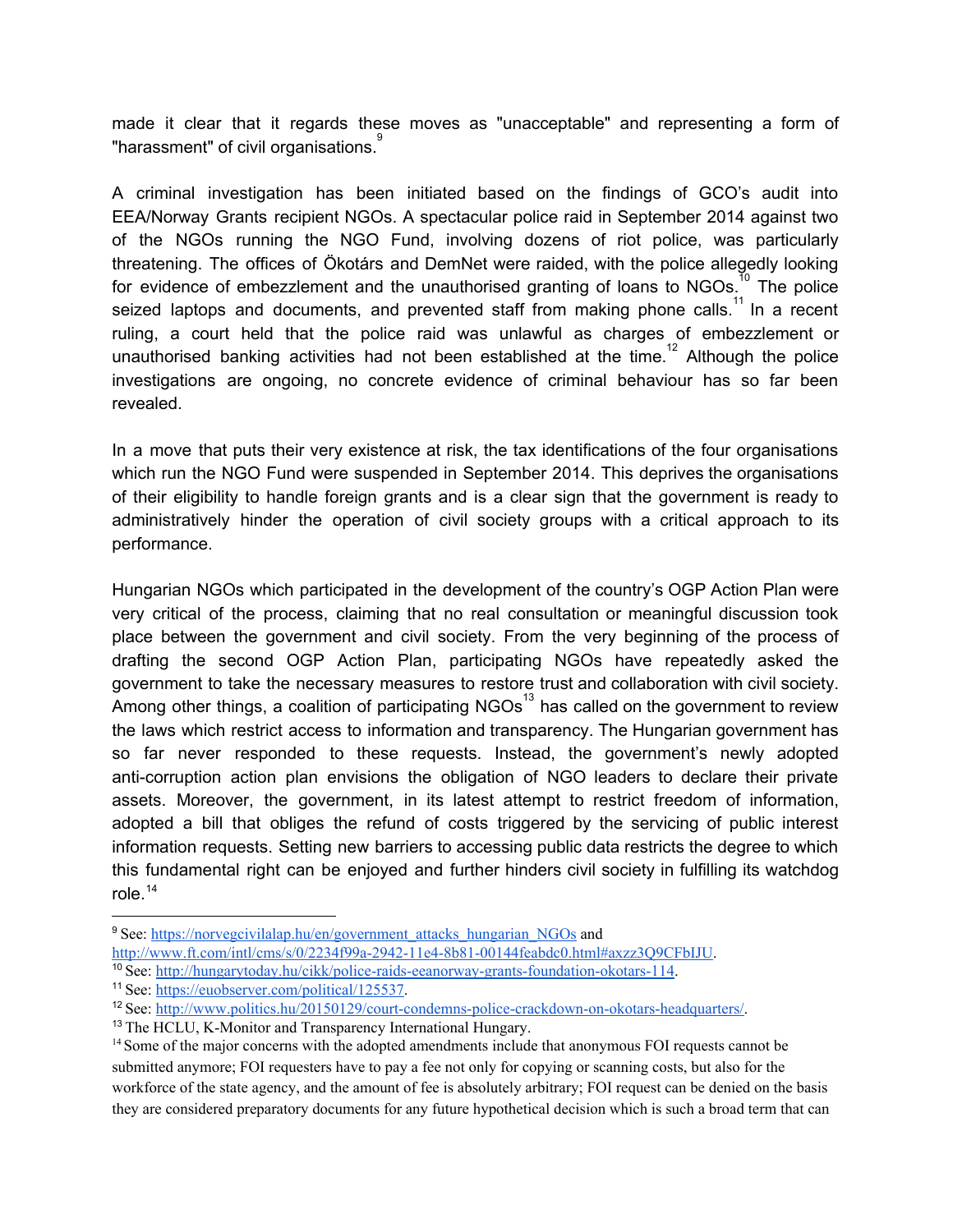made it clear that it regards these moves as "unacceptable" and representing a form of "harassment" of civil organisations.[9]

A criminal investigation has been initiated based on the findings of GCO's audit into EEA/Norway Grants recipient NGOs. A spectacular police raid in September 2014 against two of the NGOs running the NGO Fund, involving dozens of riot police, was particularly threatening. The offices of Ökotárs and DemNet were raided, with the police allegedly looking for evidence of embezzlement and the unauthorised granting of loans to NGOs.[10] The police seized laptops and documents, and prevented staff from making phone calls.[11] In a recent ruling, a court held that the police raid was unlawful as charges of embezzlement or unauthorised banking activities had not been established at the time.[12] Although the police investigations are ongoing, no concrete evidence of criminal behaviour has so far been revealed.

In a move that puts their very existence at risk, the tax identifications of the four organisations which run the NGO Fund were suspended in September 2014. This deprives the organisations of their eligibility to handle foreign grants and is a clear sign that the government is ready to administratively hinder the operation of civil society groups with a critical approach to its performance.

Hungarian NGOs which participated in the development of the country's OGP Action Plan were very critical of the process, claiming that no real consultation or meaningful discussion took place between the government and civil society. From the very beginning of the process of drafting the second OGP Action Plan, participating NGOs have repeatedly asked the government to take the necessary measures to restore trust and collaboration with civil society. Among other things, a coalition of participating NGOs[13] has called on the government to review the laws which restrict access to information and transparency. The Hungarian government has so far never responded to these requests. Instead, the government's newly adopted anti-corruption action plan envisions the obligation of NGO leaders to declare their private assets. Moreover, the government, in its latest attempt to restrict freedom of information, adopted a bill that obliges the refund of costs triggered by the servicing of public interest information requests. Setting new barriers to accessing public data restricts the degree to which this fundamental right can be enjoyed and further hinders civil society in fulfilling its watchdog role.[14]

---

[9] See: https://norvegcivilalap.hu/en/government_attacks_hungarian_NGOs and http://www.ft.com/intl/cms/s/0/2234f99a-2942-11e4-8b81-00144feabdc0.html#axzz3Q9CFbIJU.

[10] See: http://hungarytoday.hu/cikk/police-raids-eeanorway-grants-foundation-okotars-114.

[11] See: https://euobserver.com/political/125537.

[12] See: http://www.politics.hu/20150129/court-condemns-police-crackdown-on-okotars-headquarters/.

[13] The HCLU, K-Monitor and Transparency International Hungary.

[14] Some of the major concerns with the adopted amendments include that anonymous FOI requests cannot be submitted anymore; FOI requesters have to pay a fee not only for copying or scanning costs, but also for the workforce of the state agency, and the amount of fee is absolutely arbitrary; FOI request can be denied on the basis they are considered preparatory documents for any future hypothetical decision which is such a broad term that can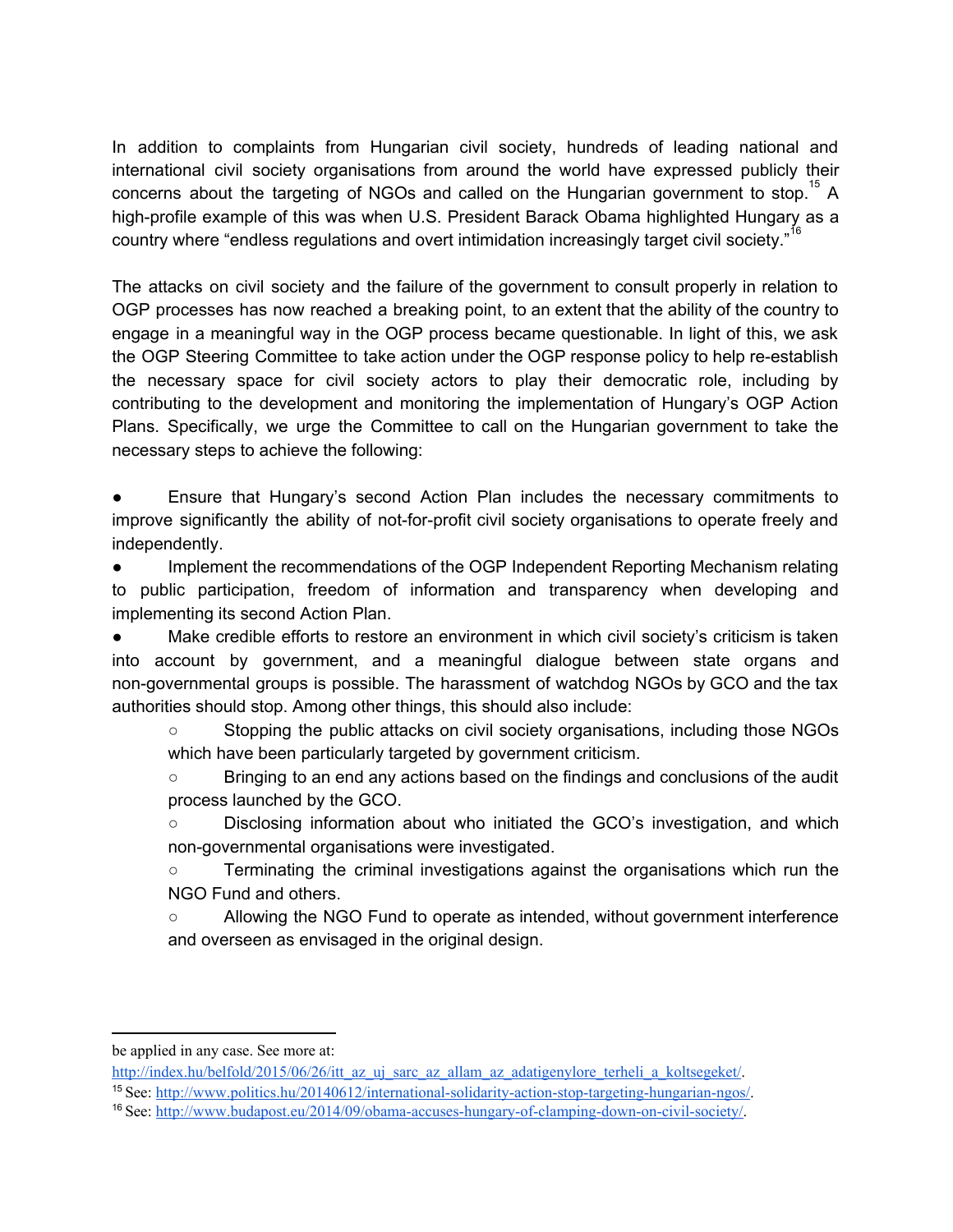In addition to complaints from Hungarian civil society, hundreds of leading national and international civil society organisations from around the world have expressed publicly their concerns about the targeting of NGOs and called on the Hungarian government to stop.[15] A high-profile example of this was when U.S. President Barack Obama highlighted Hungary as a country where "endless regulations and overt intimidation increasingly target civil society."[16]

The attacks on civil society and the failure of the government to consult properly in relation to OGP processes has now reached a breaking point, to an extent that the ability of the country to engage in a meaningful way in the OGP process became questionable. In light of this, we ask the OGP Steering Committee to take action under the OGP response policy to help re-establish the necessary space for civil society actors to play their democratic role, including by contributing to the development and monitoring the implementation of Hungary's OGP Action Plans. Specifically, we urge the Committee to call on the Hungarian government to take the necessary steps to achieve the following:

- Ensure that Hungary's second Action Plan includes the necessary commitments to improve significantly the ability of not-for-profit civil society organisations to operate freely and independently.
- Implement the recommendations of the OGP Independent Reporting Mechanism relating to public participation, freedom of information and transparency when developing and implementing its second Action Plan.
- Make credible efforts to restore an environment in which civil society's criticism is taken into account by government, and a meaningful dialogue between state organs and non-governmental groups is possible. The harassment of watchdog NGOs by GCO and the tax authorities should stop. Among other things, this should also include:
  - Stopping the public attacks on civil society organisations, including those NGOs which have been particularly targeted by government criticism.
  - Bringing to an end any actions based on the findings and conclusions of the audit process launched by the GCO.
  - Disclosing information about who initiated the GCO's investigation, and which non-governmental organisations were investigated.
  - Terminating the criminal investigations against the organisations which run the NGO Fund and others.
  - Allowing the NGO Fund to operate as intended, without government interference and overseen as envisaged in the original design.

---

be applied in any case. See more at: http://index.hu/belfold/2015/06/26/itt_az_uj_sarc_az_allam_az_adatigenylore_terheli_a_koltsegeket/.

[15] See: http://www.politics.hu/20140612/international-solidarity-action-stop-targeting-hungarian-ngos/.

[16] See: http://www.budapost.eu/2014/09/obama-accuses-hungary-of-clamping-down-on-civil-society/.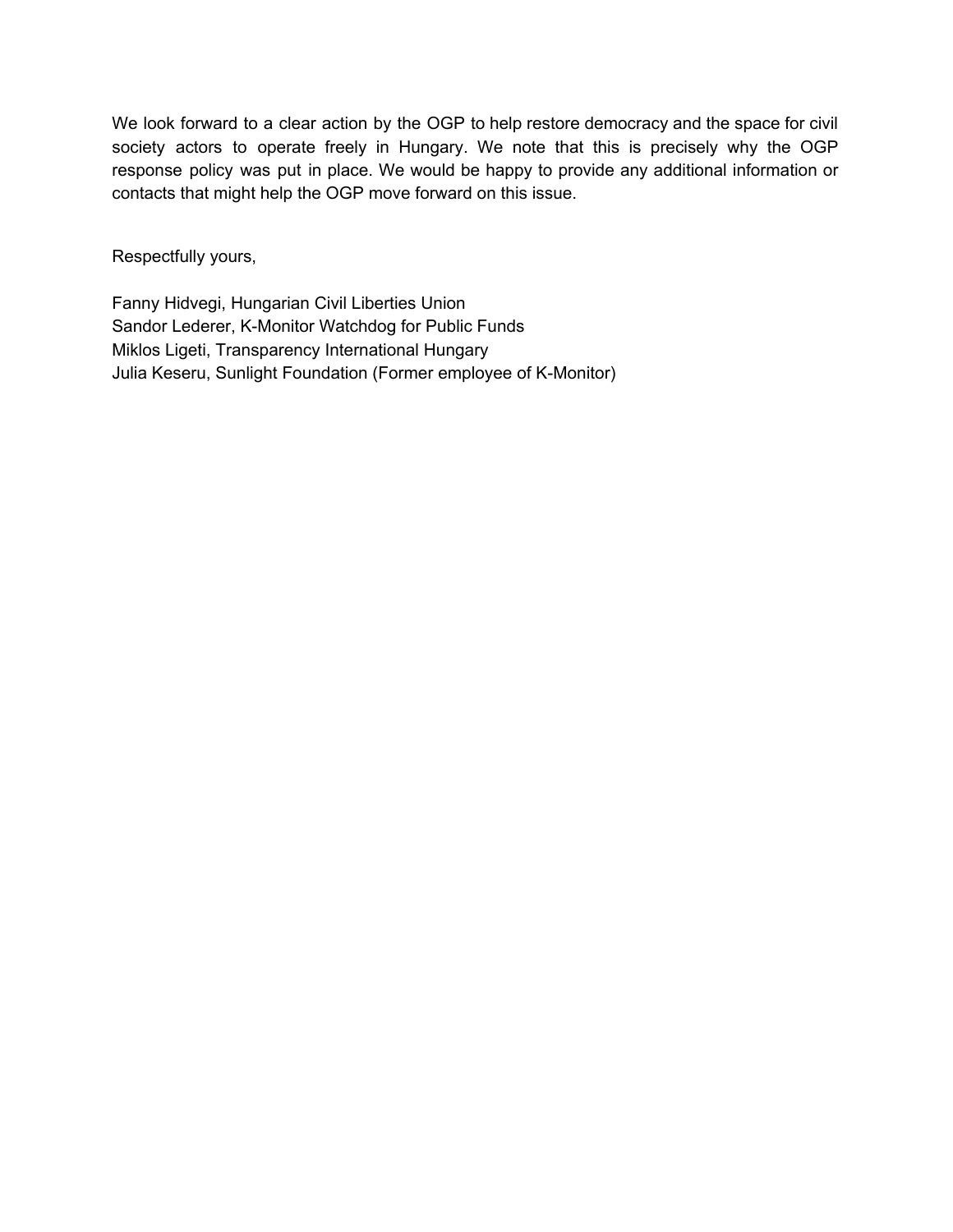We look forward to a clear action by the OGP to help restore democracy and the space for civil society actors to operate freely in Hungary. We note that this is precisely why the OGP response policy was put in place. We would be happy to provide any additional information or contacts that might help the OGP move forward on this issue.

Respectfully yours,

Fanny Hidvegi, Hungarian Civil Liberties Union
Sandor Lederer, K-Monitor Watchdog for Public Funds
Miklos Ligeti, Transparency International Hungary
Julia Keseru, Sunlight Foundation (Former employee of K-Monitor)